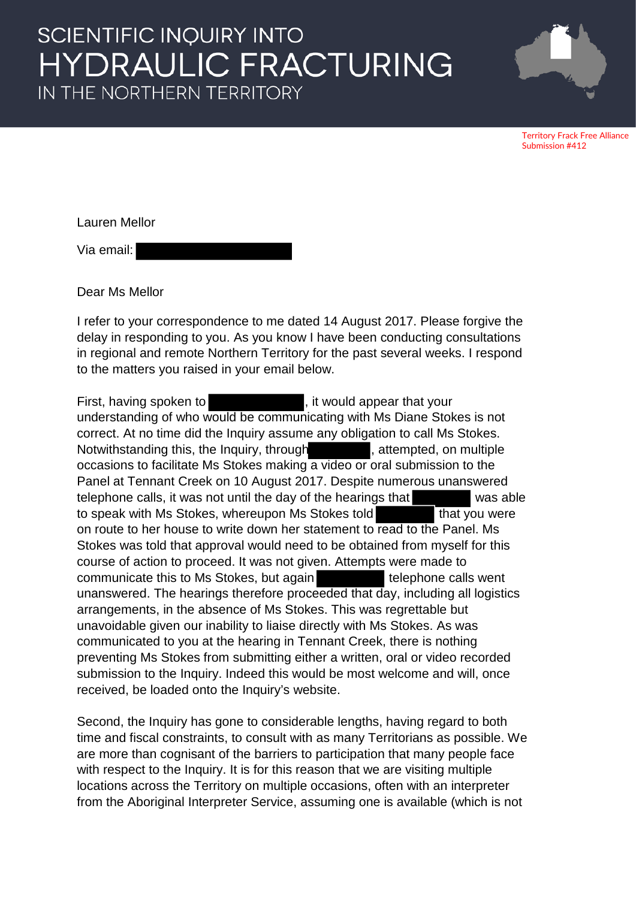# SCIENTIFIC INQUIRY INTO HYDRAULIC FRACTURING IN THE NORTHERN TERRITORY

Territory Frack Free Alliance
Submission #412

Lauren Mellor

Via email: [redacted]

Dear Ms Mellor

I refer to your correspondence to me dated 14 August 2017. Please forgive the delay in responding to you. As you know I have been conducting consultations in regional and remote Northern Territory for the past several weeks. I respond to the matters you raised in your email below.

First, having spoken to [redacted], it would appear that your understanding of who would be communicating with Ms Diane Stokes is not correct. At no time did the Inquiry assume any obligation to call Ms Stokes. Notwithstanding this, the Inquiry, through [redacted], attempted, on multiple occasions to facilitate Ms Stokes making a video or oral submission to the Panel at Tennant Creek on 10 August 2017. Despite numerous unanswered telephone calls, it was not until the day of the hearings that [redacted] was able to speak with Ms Stokes, whereupon Ms Stokes told [redacted] that you were on route to her house to write down her statement to read to the Panel. Ms Stokes was told that approval would need to be obtained from myself for this course of action to proceed. It was not given. Attempts were made to communicate this to Ms Stokes, but again [redacted] telephone calls went unanswered. The hearings therefore proceeded that day, including all logistics arrangements, in the absence of Ms Stokes. This was regrettable but unavoidable given our inability to liaise directly with Ms Stokes. As was communicated to you at the hearing in Tennant Creek, there is nothing preventing Ms Stokes from submitting either a written, oral or video recorded submission to the Inquiry. Indeed this would be most welcome and will, once received, be loaded onto the Inquiry's website.

Second, the Inquiry has gone to considerable lengths, having regard to both time and fiscal constraints, to consult with as many Territorians as possible. We are more than cognisant of the barriers to participation that many people face with respect to the Inquiry. It is for this reason that we are visiting multiple locations across the Territory on multiple occasions, often with an interpreter from the Aboriginal Interpreter Service, assuming one is available (which is not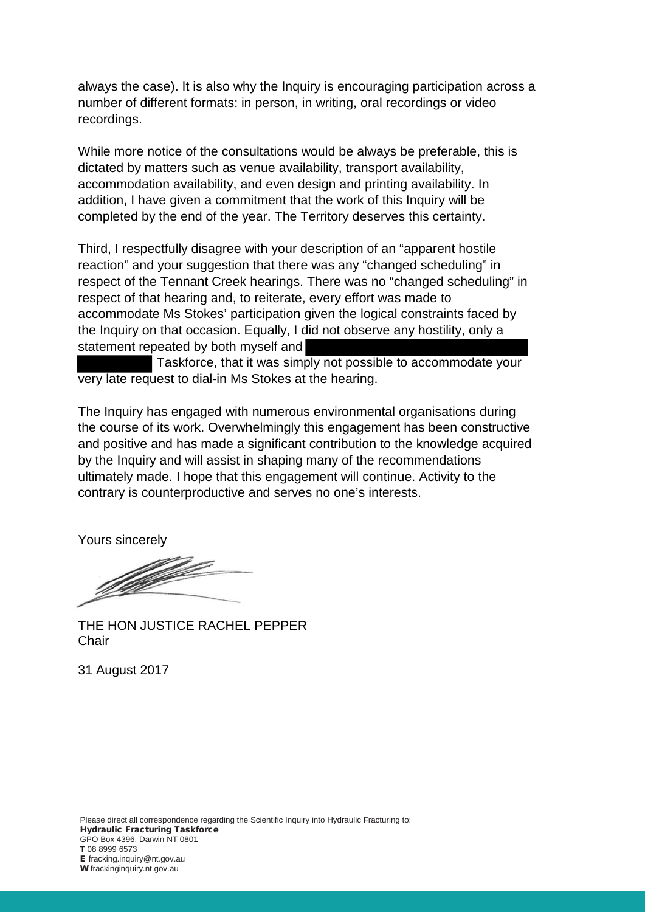always the case). It is also why the Inquiry is encouraging participation across a number of different formats: in person, in writing, oral recordings or video recordings.

While more notice of the consultations would be always be preferable, this is dictated by matters such as venue availability, transport availability, accommodation availability, and even design and printing availability. In addition, I have given a commitment that the work of this Inquiry will be completed by the end of the year. The Territory deserves this certainty.

Third, I respectfully disagree with your description of an "apparent hostile reaction" and your suggestion that there was any "changed scheduling" in respect of the Tennant Creek hearings. There was no "changed scheduling" in respect of that hearing and, to reiterate, every effort was made to accommodate Ms Stokes' participation given the logical constraints faced by the Inquiry on that occasion. Equally, I did not observe any hostility, only a statement repeated by both myself and [REDACTED] Taskforce, that it was simply not possible to accommodate your very late request to dial-in Ms Stokes at the hearing.

The Inquiry has engaged with numerous environmental organisations during the course of its work. Overwhelmingly this engagement has been constructive and positive and has made a significant contribution to the knowledge acquired by the Inquiry and will assist in shaping many of the recommendations ultimately made. I hope that this engagement will continue. Activity to the contrary is counterproductive and serves no one's interests.

Yours sincerely

THE HON JUSTICE RACHEL PEPPER
Chair

31 August 2017

Please direct all correspondence regarding the Scientific Inquiry into Hydraulic Fracturing to:
**Hydraulic Fracturing Taskforce**
GPO Box 4396, Darwin NT 0801
**T** 08 8999 6573
**E** fracking.inquiry@nt.gov.au
**W** frackinginquiry.nt.gov.au